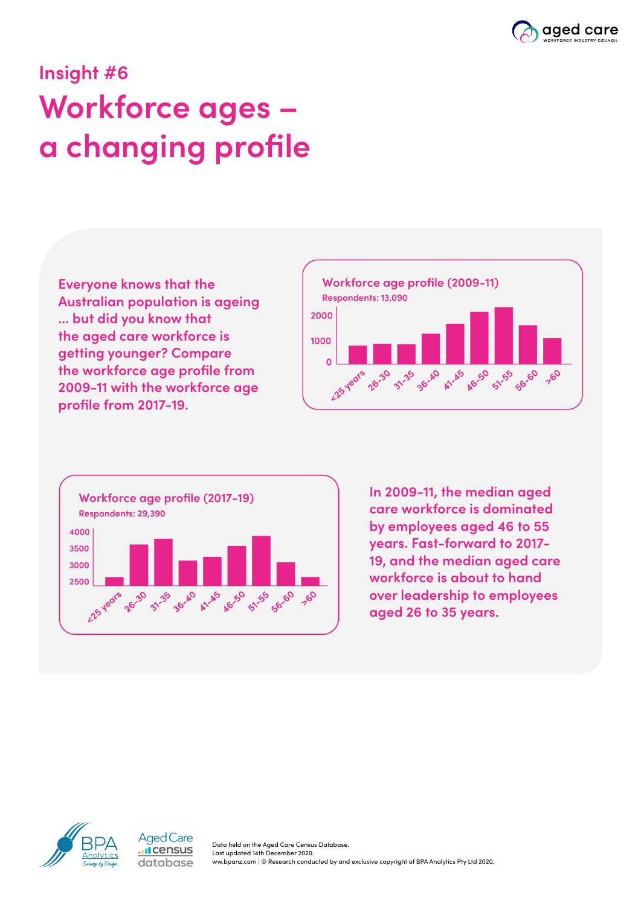Insight #6

# Workforce ages – a changing profile

Everyone knows that the Australian population is ageing ... but did you know that the aged care workforce is getting younger? Compare the workforce age profile from 2009-11 with the workforce age profile from 2017-19.

**Workforce age profile (2009-11)**

Respondents: 13,090

**Workforce age profile (2017-19)**

Respondents: 29,390

In 2009-11, the median aged care workforce is dominated by employees aged 46 to 55 years. Fast-forward to 2017-19, and the median aged care workforce is about to hand over leadership to employees aged 26 to 35 years.

Data held on the Aged Care Census Database.
Last updated 14th December 2020.
ww.bpanz.com | © Research conducted by and exclusive copyright of BPA Analytics Pty Ltd 2020.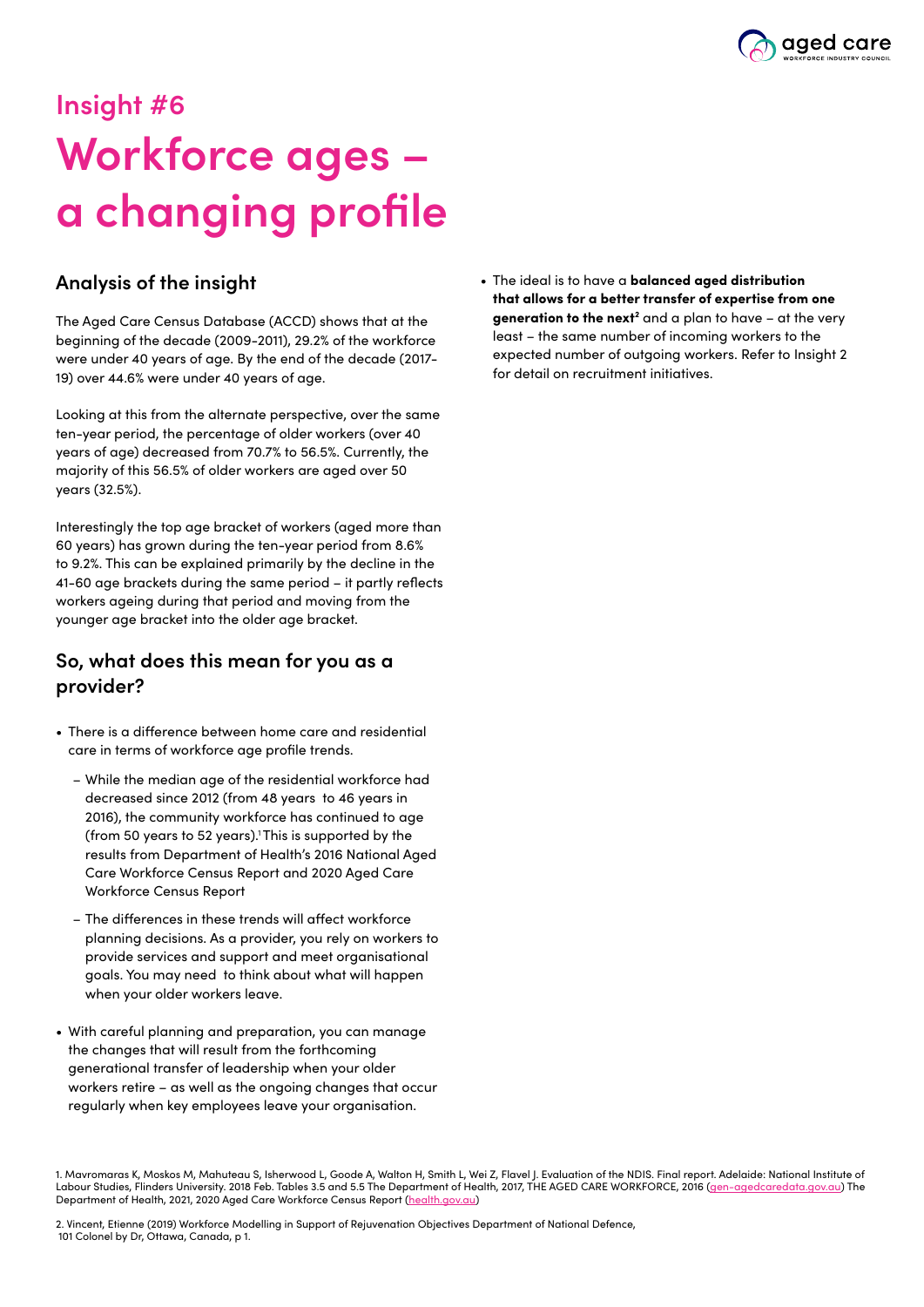## Insight #6

# Workforce ages – a changing profile

## Analysis of the insight

The Aged Care Census Database (ACCD) shows that at the beginning of the decade (2009-2011), 29.2% of the workforce were under 40 years of age. By the end of the decade (2017-19) over 44.6% were under 40 years of age.

Looking at this from the alternate perspective, over the same ten-year period, the percentage of older workers (over 40 years of age) decreased from 70.7% to 56.5%. Currently, the majority of this 56.5% of older workers are aged over 50 years (32.5%).

Interestingly the top age bracket of workers (aged more than 60 years) has grown during the ten-year period from 8.6% to 9.2%. This can be explained primarily by the decline in the 41-60 age brackets during the same period – it partly reflects workers ageing during that period and moving from the younger age bracket into the older age bracket.

## So, what does this mean for you as a provider?

- There is a difference between home care and residential care in terms of workforce age profile trends.
  - While the median age of the residential workforce had decreased since 2012 (from 48 years to 46 years in 2016), the community workforce has continued to age (from 50 years to 52 years).[1] This is supported by the results from Department of Health's 2016 National Aged Care Workforce Census Report and 2020 Aged Care Workforce Census Report
  - The differences in these trends will affect workforce planning decisions. As a provider, you rely on workers to provide services and support and meet organisational goals. You may need to think about what will happen when your older workers leave.
- With careful planning and preparation, you can manage the changes that will result from the forthcoming generational transfer of leadership when your older workers retire – as well as the ongoing changes that occur regularly when key employees leave your organisation.
- The ideal is to have a **balanced aged distribution that allows for a better transfer of expertise from one generation to the next**[2] and a plan to have – at the very least – the same number of incoming workers to the expected number of outgoing workers. Refer to Insight 2 for detail on recruitment initiatives.

1. Mavromaras K, Moskos M, Mahuteau S, Isherwood L, Goode A, Walton H, Smith L, Wei Z, Flavel J. Evaluation of the NDIS. Final report. Adelaide: National Institute of Labour Studies, Flinders University. 2018 Feb. Tables 3.5 and 5.5 The Department of Health, 2017, THE AGED CARE WORKFORCE, 2016 (gen-agedcaredata.gov.au) The Department of Health, 2021, 2020 Aged Care Workforce Census Report (health.gov.au)

2. Vincent, Etienne (2019) Workforce Modelling in Support of Rejuvenation Objectives Department of National Defence, 101 Colonel by Dr, Ottawa, Canada, p 1.